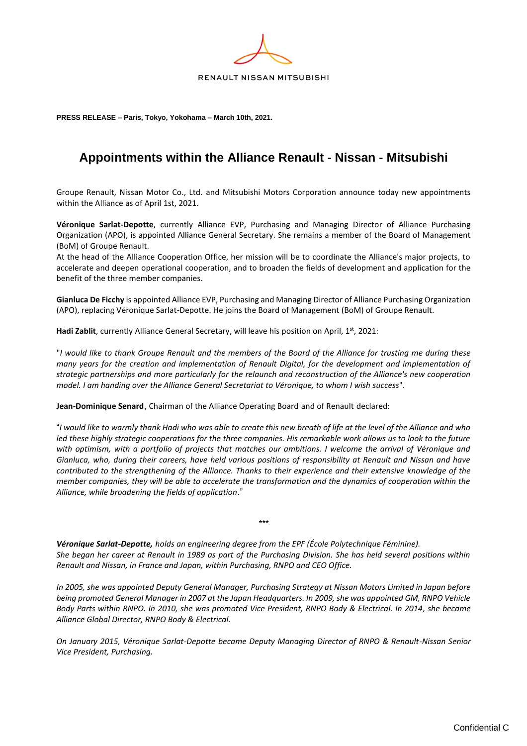RENAULT NISSAN MITSUBISHI

**PRESS RELEASE – Paris, Tokyo, Yokohama – March 10th, 2021.**

# Appointments within the Alliance Renault - Nissan - Mitsubishi

Groupe Renault, Nissan Motor Co., Ltd. and Mitsubishi Motors Corporation announce today new appointments within the Alliance as of April 1st, 2021.

**Véronique Sarlat-Depotte**, currently Alliance EVP, Purchasing and Managing Director of Alliance Purchasing Organization (APO), is appointed Alliance General Secretary. She remains a member of the Board of Management (BoM) of Groupe Renault.
At the head of the Alliance Cooperation Office, her mission will be to coordinate the Alliance's major projects, to accelerate and deepen operational cooperation, and to broaden the fields of development and application for the benefit of the three member companies.

**Gianluca De Ficchy** is appointed Alliance EVP, Purchasing and Managing Director of Alliance Purchasing Organization (APO), replacing Véronique Sarlat-Depotte. He joins the Board of Management (BoM) of Groupe Renault.

**Hadi Zablit**, currently Alliance General Secretary, will leave his position on April, 1st, 2021:

"*I would like to thank Groupe Renault and the members of the Board of the Alliance for trusting me during these many years for the creation and implementation of Renault Digital, for the development and implementation of strategic partnerships and more particularly for the relaunch and reconstruction of the Alliance's new cooperation model. I am handing over the Alliance General Secretariat to Véronique, to whom I wish success*".

**Jean-Dominique Senard**, Chairman of the Alliance Operating Board and of Renault declared:

"*I would like to warmly thank Hadi who was able to create this new breath of life at the level of the Alliance and who led these highly strategic cooperations for the three companies. His remarkable work allows us to look to the future with optimism, with a portfolio of projects that matches our ambitions. I welcome the arrival of Véronique and Gianluca, who, during their careers, have held various positions of responsibility at Renault and Nissan and have contributed to the strengthening of the Alliance. Thanks to their experience and their extensive knowledge of the member companies, they will be able to accelerate the transformation and the dynamics of cooperation within the Alliance, while broadening the fields of application*."

***

***Véronique Sarlat-Depotte,*** *holds an engineering degree from the EPF (École Polytechnique Féminine).*
*She began her career at Renault in 1989 as part of the Purchasing Division. She has held several positions within Renault and Nissan, in France and Japan, within Purchasing, RNPO and CEO Office.*

*In 2005, she was appointed Deputy General Manager, Purchasing Strategy at Nissan Motors Limited in Japan before being promoted General Manager in 2007 at the Japan Headquarters. In 2009, she was appointed GM, RNPO Vehicle Body Parts within RNPO. In 2010, she was promoted Vice President, RNPO Body & Electrical. In 2014, she became Alliance Global Director, RNPO Body & Electrical.*

*On January 2015, Véronique Sarlat-Depotte became Deputy Managing Director of RNPO & Renault-Nissan Senior Vice President, Purchasing.*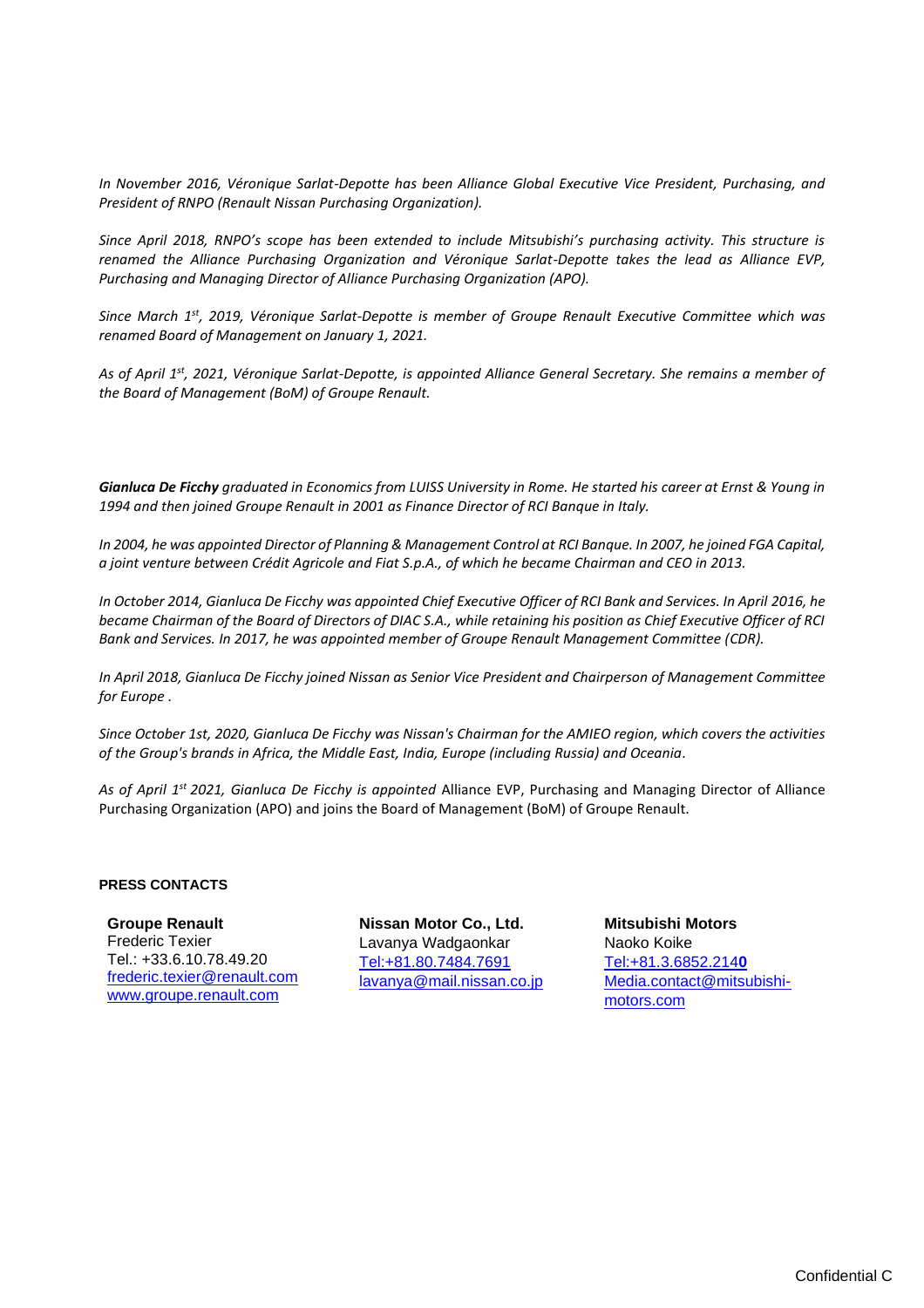*In November 2016, Véronique Sarlat-Depotte has been Alliance Global Executive Vice President, Purchasing, and President of RNPO (Renault Nissan Purchasing Organization).*

*Since April 2018, RNPO's scope has been extended to include Mitsubishi's purchasing activity. This structure is renamed the Alliance Purchasing Organization and Véronique Sarlat-Depotte takes the lead as Alliance EVP, Purchasing and Managing Director of Alliance Purchasing Organization (APO).*

*Since March 1st, 2019, Véronique Sarlat-Depotte is member of Groupe Renault Executive Committee which was renamed Board of Management on January 1, 2021.*

*As of April 1st, 2021, Véronique Sarlat-Depotte, is appointed Alliance General Secretary. She remains a member of the Board of Management (BoM) of Groupe Renault.*

***Gianluca De Ficchy** graduated in Economics from LUISS University in Rome. He started his career at Ernst & Young in 1994 and then joined Groupe Renault in 2001 as Finance Director of RCI Banque in Italy.*

*In 2004, he was appointed Director of Planning & Management Control at RCI Banque. In 2007, he joined FGA Capital, a joint venture between Crédit Agricole and Fiat S.p.A., of which he became Chairman and CEO in 2013.*

*In October 2014, Gianluca De Ficchy was appointed Chief Executive Officer of RCI Bank and Services. In April 2016, he became Chairman of the Board of Directors of DIAC S.A., while retaining his position as Chief Executive Officer of RCI Bank and Services. In 2017, he was appointed member of Groupe Renault Management Committee (CDR).*

*In April 2018, Gianluca De Ficchy joined Nissan as Senior Vice President and Chairperson of Management Committee for Europe .*

*Since October 1st, 2020, Gianluca De Ficchy was Nissan's Chairman for the AMIEO region, which covers the activities of the Group's brands in Africa, the Middle East, India, Europe (including Russia) and Oceania.*

*As of April 1st 2021, Gianluca De Ficchy is appointed* Alliance EVP, Purchasing and Managing Director of Alliance Purchasing Organization (APO) and joins the Board of Management (BoM) of Groupe Renault.

**PRESS CONTACTS**

**Groupe Renault**
Frederic Texier
Tel.: +33.6.10.78.49.20
frederic.texier@renault.com
www.groupe.renault.com

**Nissan Motor Co., Ltd.**
Lavanya Wadgaonkar
Tel:+81.80.7484.7691
lavanya@mail.nissan.co.jp

**Mitsubishi Motors**
Naoko Koike
Tel:+81.3.6852.2140
Media.contact@mitsubishi-motors.com